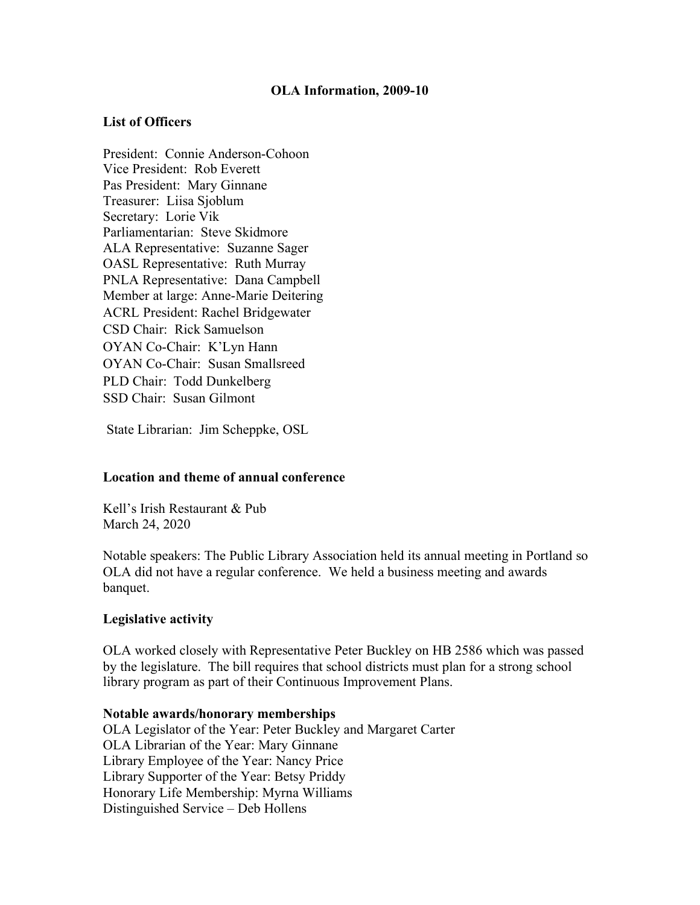# OLA Information, 2009-10

## List of Officers

President: Connie Anderson-Cohoon
Vice President: Rob Everett
Pas President: Mary Ginnane
Treasurer: Liisa Sjoblum
Secretary: Lorie Vik
Parliamentarian: Steve Skidmore
ALA Representative: Suzanne Sager
OASL Representative: Ruth Murray
PNLA Representative: Dana Campbell
Member at large: Anne-Marie Deitering
ACRL President: Rachel Bridgewater
CSD Chair: Rick Samuelson
OYAN Co-Chair: K'Lyn Hann
OYAN Co-Chair: Susan Smallsreed
PLD Chair: Todd Dunkelberg
SSD Chair: Susan Gilmont

State Librarian: Jim Scheppke, OSL

## Location and theme of annual conference

Kell's Irish Restaurant & Pub
March 24, 2020

Notable speakers: The Public Library Association held its annual meeting in Portland so OLA did not have a regular conference. We held a business meeting and awards banquet.

## Legislative activity

OLA worked closely with Representative Peter Buckley on HB 2586 which was passed by the legislature. The bill requires that school districts must plan for a strong school library program as part of their Continuous Improvement Plans.

## Notable awards/honorary memberships

OLA Legislator of the Year: Peter Buckley and Margaret Carter
OLA Librarian of the Year: Mary Ginnane
Library Employee of the Year: Nancy Price
Library Supporter of the Year: Betsy Priddy
Honorary Life Membership: Myrna Williams
Distinguished Service – Deb Hollens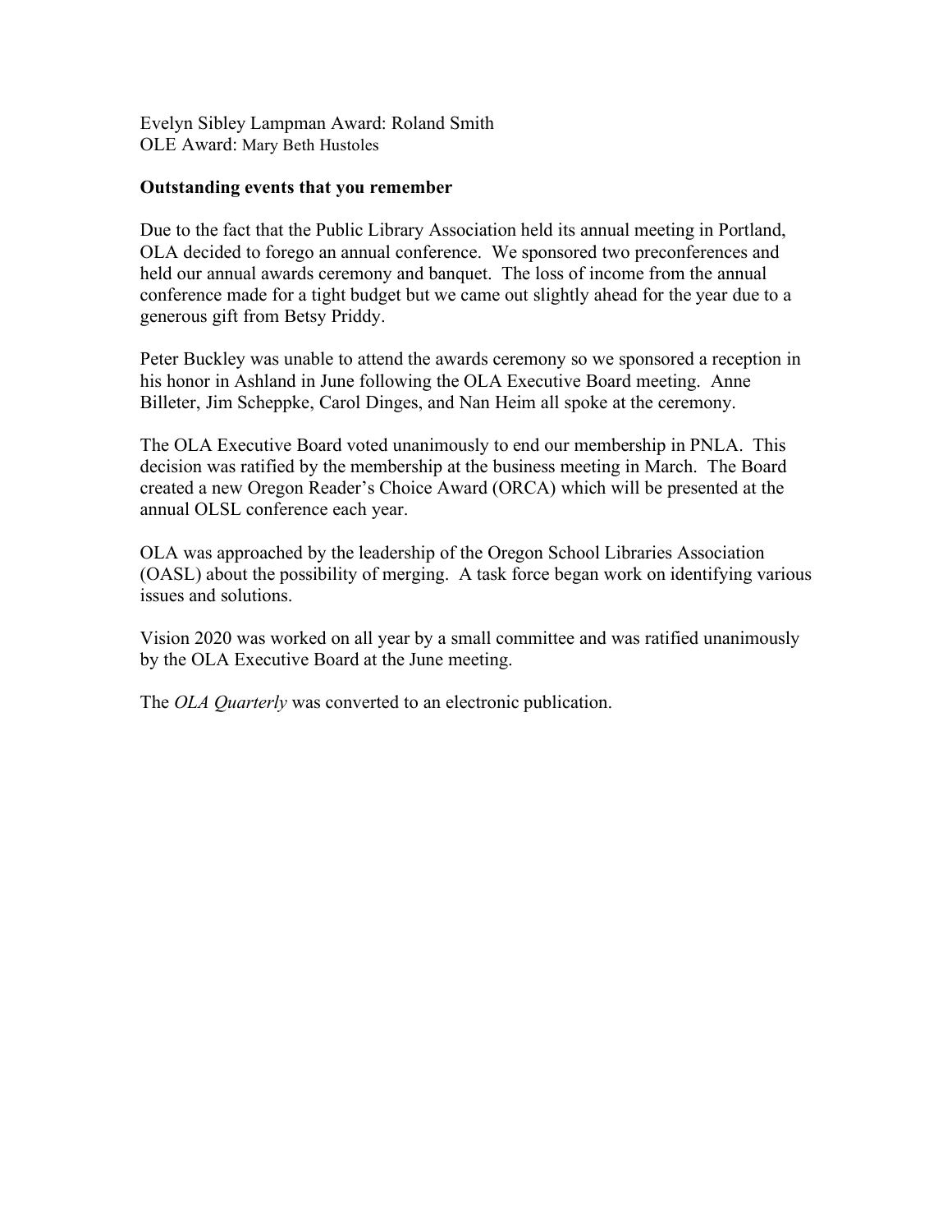Evelyn Sibley Lampman Award: Roland Smith
OLE Award: Mary Beth Hustoles

**Outstanding events that you remember**

Due to the fact that the Public Library Association held its annual meeting in Portland, OLA decided to forego an annual conference. We sponsored two preconferences and held our annual awards ceremony and banquet. The loss of income from the annual conference made for a tight budget but we came out slightly ahead for the year due to a generous gift from Betsy Priddy.

Peter Buckley was unable to attend the awards ceremony so we sponsored a reception in his honor in Ashland in June following the OLA Executive Board meeting. Anne Billeter, Jim Scheppke, Carol Dinges, and Nan Heim all spoke at the ceremony.

The OLA Executive Board voted unanimously to end our membership in PNLA. This decision was ratified by the membership at the business meeting in March. The Board created a new Oregon Reader's Choice Award (ORCA) which will be presented at the annual OLSL conference each year.

OLA was approached by the leadership of the Oregon School Libraries Association (OASL) about the possibility of merging. A task force began work on identifying various issues and solutions.

Vision 2020 was worked on all year by a small committee and was ratified unanimously by the OLA Executive Board at the June meeting.

The *OLA Quarterly* was converted to an electronic publication.